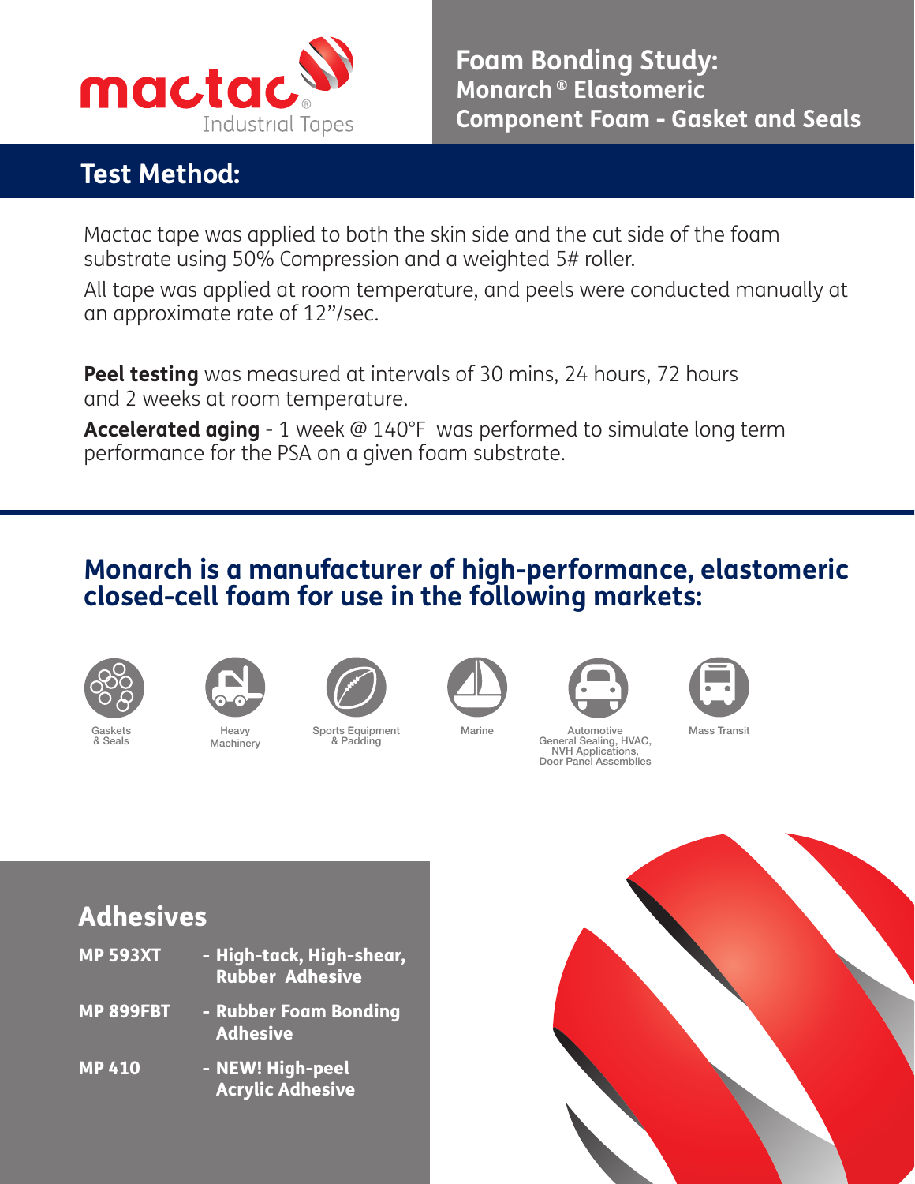mactac Industrial Tapes

# Foam Bonding Study: Monarch® Elastomeric Component Foam - Gasket and Seals

## Test Method:

Mactac tape was applied to both the skin side and the cut side of the foam substrate using 50% Compression and a weighted 5# roller.

All tape was applied at room temperature, and peels were conducted manually at an approximate rate of 12"/sec.

**Peel testing** was measured at intervals of 30 mins, 24 hours, 72 hours and 2 weeks at room temperature.

**Accelerated aging** - 1 week @ 140°F was performed to simulate long term performance for the PSA on a given foam substrate.

## Monarch is a manufacturer of high-performance, elastomeric closed-cell foam for use in the following markets:

Gaskets & Seals

Heavy Machinery

Sports Equipment & Padding

Marine

Automotive General Sealing, HVAC, NVH Applications, Door Panel Assemblies

Mass Transit

## Adhesives

**MP 593XT** - High-tack, High-shear, Rubber Adhesive

**MP 899FBT** - Rubber Foam Bonding Adhesive

**MP 410** - NEW! High-peel Acrylic Adhesive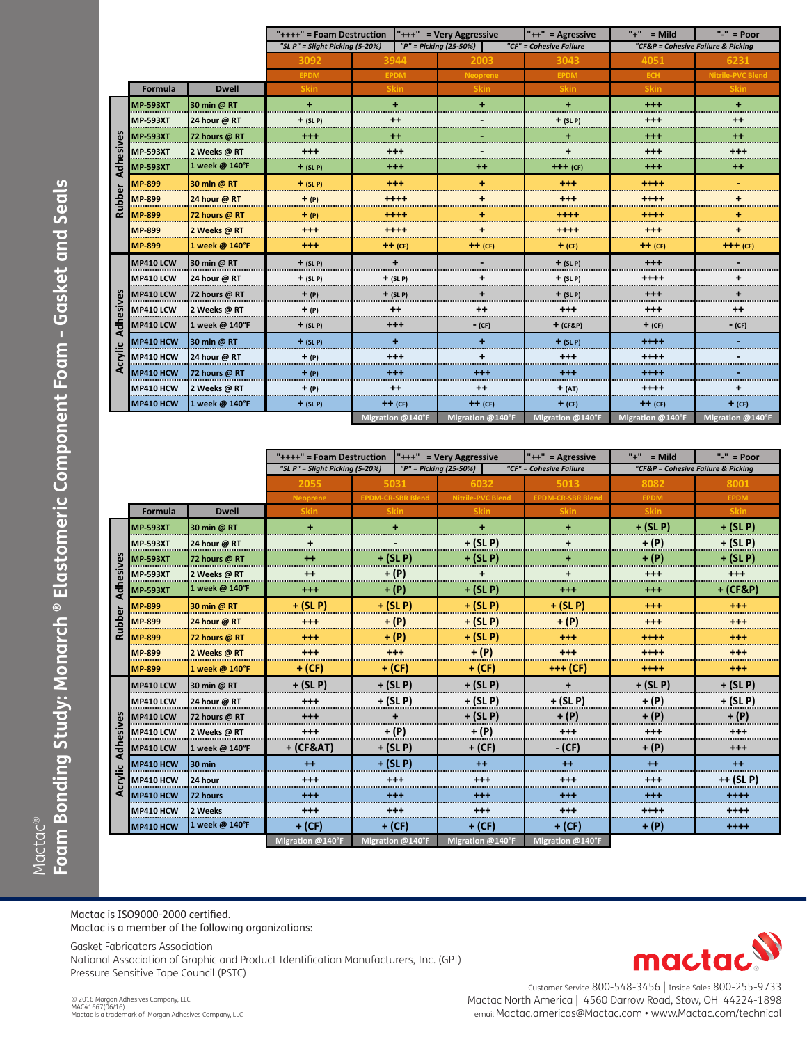# Mactac® Foam Bonding Study: Monarch® Elastomeric Component Foam - Gasket and Seals

| | | | "++++" = Foam Destruction | "+++" = Very Aggressive | "++" = Agressive | "+" = Mild | "-" = Poor | |
|---|---|---|---|---|---|---|---|---|
| | | | "SL P" = Slight Picking (5-20%) | "P" = Picking (25-50%) | "CF" = Cohesive Failure | "CF&P = Cohesive Failure & Picking | | |
| | | | 3092 | 3944 | 2003 | 3043 | 4051 | 6231 |
| | | | EPDM | EPDM | Neoprene | EPDM | ECH | Nitrile-PVC Blend |
| | Formula | Dwell | Skin | Skin | Skin | Skin | Skin | Skin |
| Rubber Adhesives | MP-593XT | 30 min @ RT | + | + | + | + | +++ | + |
| Rubber Adhesives | MP-593XT | 24 hour @ RT | + (SL P) | ++ | - | + (SL P) | +++ | ++ |
| Rubber Adhesives | MP-593XT | 72 hours @ RT | +++ | ++ | - | + | +++ | ++ |
| Rubber Adhesives | MP-593XT | 2 Weeks @ RT | +++ | +++ | - | + | +++ | +++ |
| Rubber Adhesives | MP-593XT | 1 week @ 140°F | + (SL P) | +++ | ++ | +++ (CF) | +++ | ++ |
| Rubber Adhesives | MP-899 | 30 min @ RT | + (SL P) | +++ | + | +++ | ++++ | - |
| Rubber Adhesives | MP-899 | 24 hour @ RT | + (P) | ++++ | + | +++ | ++++ | + |
| Rubber Adhesives | MP-899 | 72 hours @ RT | + (P) | ++++ | + | ++++ | ++++ | + |
| Rubber Adhesives | MP-899 | 2 Weeks @ RT | +++ | ++++ | + | ++++ | +++ | + |
| Rubber Adhesives | MP-899 | 1 week @ 140°F | +++ | ++ (CF) | ++ (CF) | + (CF) | ++ (CF) | +++ (CF) |
| Acrylic Adhesives | MP410 LCW | 30 min @ RT | + (SL P) | + | - | + (SL P) | +++ | - |
| Acrylic Adhesives | MP410 LCW | 24 hour @ RT | + (SL P) | + (SL P) | + | + (SL P) | ++++ | + |
| Acrylic Adhesives | MP410 LCW | 72 hours @ RT | + (P) | + (SL P) | + | + (SL P) | +++ | + |
| Acrylic Adhesives | MP410 LCW | 2 Weeks @ RT | + (P) | ++ | ++ | +++ | +++ | ++ |
| Acrylic Adhesives | MP410 LCW | 1 week @ 140°F | + (SL P) | +++ | - (CF) | + (CF&P) | + (CF) | - (CF) |
| Acrylic Adhesives | MP410 HCW | 30 min @ RT | + (SL P) | + | + | + (SL P) | ++++ | - |
| Acrylic Adhesives | MP410 HCW | 24 hour @ RT | + (P) | +++ | + | +++ | ++++ | - |
| Acrylic Adhesives | MP410 HCW | 72 hours @ RT | + (P) | +++ | +++ | +++ | ++++ | - |
| Acrylic Adhesives | MP410 HCW | 2 Weeks @ RT | + (P) | ++ | ++ | + (AT) | ++++ | + |
| Acrylic Adhesives | MP410 HCW | 1 week @ 140°F | + (SL P) | ++ (CF) | ++ (CF) | + (CF) | ++ (CF) | + (CF) |
| | | | | Migration @140°F | Migration @140°F | Migration @140°F | Migration @140°F | Migration @140°F |

| | | | "++++" = Foam Destruction | "+++" = Very Aggressive | "++" = Agressive | "+" = Mild | "-" = Poor | |
|---|---|---|---|---|---|---|---|---|
| | | | "SL P" = Slight Picking (5-20%) | "P" = Picking (25-50%) | "CF" = Cohesive Failure | "CF&P = Cohesive Failure & Picking | | |
| | | | 2055 | 5031 | 6032 | 5013 | 8082 | 8001 |
| | | | Neoprene | EPDM-CR-SBR Blend | Nitrile-PVC Blend | EPDM-CR-SBR Blend | EPDM | EPDM |
| | Formula | Dwell | Skin | Skin | Skin | Skin | Skin | Skin |
| Rubber Adhesives | MP-593XT | 30 min @ RT | + | + | + | + | + (SL P) | + (SL P) |
| Rubber Adhesives | MP-593XT | 24 hour @ RT | + | - | + (SL P) | + | + (P) | + (SL P) |
| Rubber Adhesives | MP-593XT | 72 hours @ RT | ++ | + (SL P) | + (SL P) | + | + (P) | + (SL P) |
| Rubber Adhesives | MP-593XT | 2 Weeks @ RT | ++ | + (P) | + | + | +++ | +++ |
| Rubber Adhesives | MP-593XT | 1 week @ 140°F | +++ | + (P) | + (SL P) | +++ | +++ | + (CF&P) |
| Rubber Adhesives | MP-899 | 30 min @ RT | + (SL P) | + (SL P) | + (SL P) | + (SL P) | +++ | +++ |
| Rubber Adhesives | MP-899 | 24 hour @ RT | +++ | + (P) | + (SL P) | + (P) | +++ | +++ |
| Rubber Adhesives | MP-899 | 72 hours @ RT | +++ | + (P) | + (SL P) | +++ | ++++ | +++ |
| Rubber Adhesives | MP-899 | 2 Weeks @ RT | +++ | +++ | + (P) | +++ | ++++ | +++ |
| Rubber Adhesives | MP-899 | 1 week @ 140°F | + (CF) | + (CF) | + (CF) | +++ (CF) | ++++ | +++ |
| Acrylic Adhesives | MP410 LCW | 30 min @ RT | + (SL P) | + (SL P) | + (SL P) | + | + (SL P) | + (SL P) |
| Acrylic Adhesives | MP410 LCW | 24 hour @ RT | +++ | + (SL P) | + (SL P) | + (SL P) | + (P) | + (SL P) |
| Acrylic Adhesives | MP410 LCW | 72 hours @ RT | +++ | + | + (SL P) | + (P) | + (P) | + (P) |
| Acrylic Adhesives | MP410 LCW | 2 Weeks @ RT | +++ | + (P) | + (P) | +++ | +++ | +++ |
| Acrylic Adhesives | MP410 LCW | 1 week @ 140°F | + (CF&AT) | + (SL P) | + (CF) | - (CF) | + (P) | +++ |
| Acrylic Adhesives | MP410 HCW | 30 min | ++ | + (SL P) | ++ | ++ | ++ | ++ |
| Acrylic Adhesives | MP410 HCW | 24 hour | +++ | +++ | +++ | +++ | +++ | ++ (SL P) |
| Acrylic Adhesives | MP410 HCW | 72 hours | +++ | +++ | +++ | +++ | +++ | ++++ |
| Acrylic Adhesives | MP410 HCW | 2 Weeks | +++ | +++ | +++ | +++ | ++++ | ++++ |
| Acrylic Adhesives | MP410 HCW | 1 week @ 140°F | + (CF) | + (CF) | + (CF) | + (CF) | + (P) | ++++ |
| | | | Migration @140°F | Migration @140°F | Migration @140°F | Migration @140°F | | |

Mactac is ISO9000-2000 certified.
Mactac is a member of the following organizations:

Gasket Fabricators Association
National Association of Graphic and Product Identification Manufacturers, Inc. (GPI)
Pressure Sensitive Tape Council (PSTC)

mactac®

Customer Service 800-548-3456 | Inside Sales 800-255-9733
Mactac North America | 4560 Darrow Road, Stow, OH 44224-1898
email Mactac.americas@Mactac.com • www.Mactac.com/technical

© 2016 Morgan Adhesives Company, LLC
MAC41667(06/16)
Mactac is a trademark of Morgan Adhesives Company, LLC